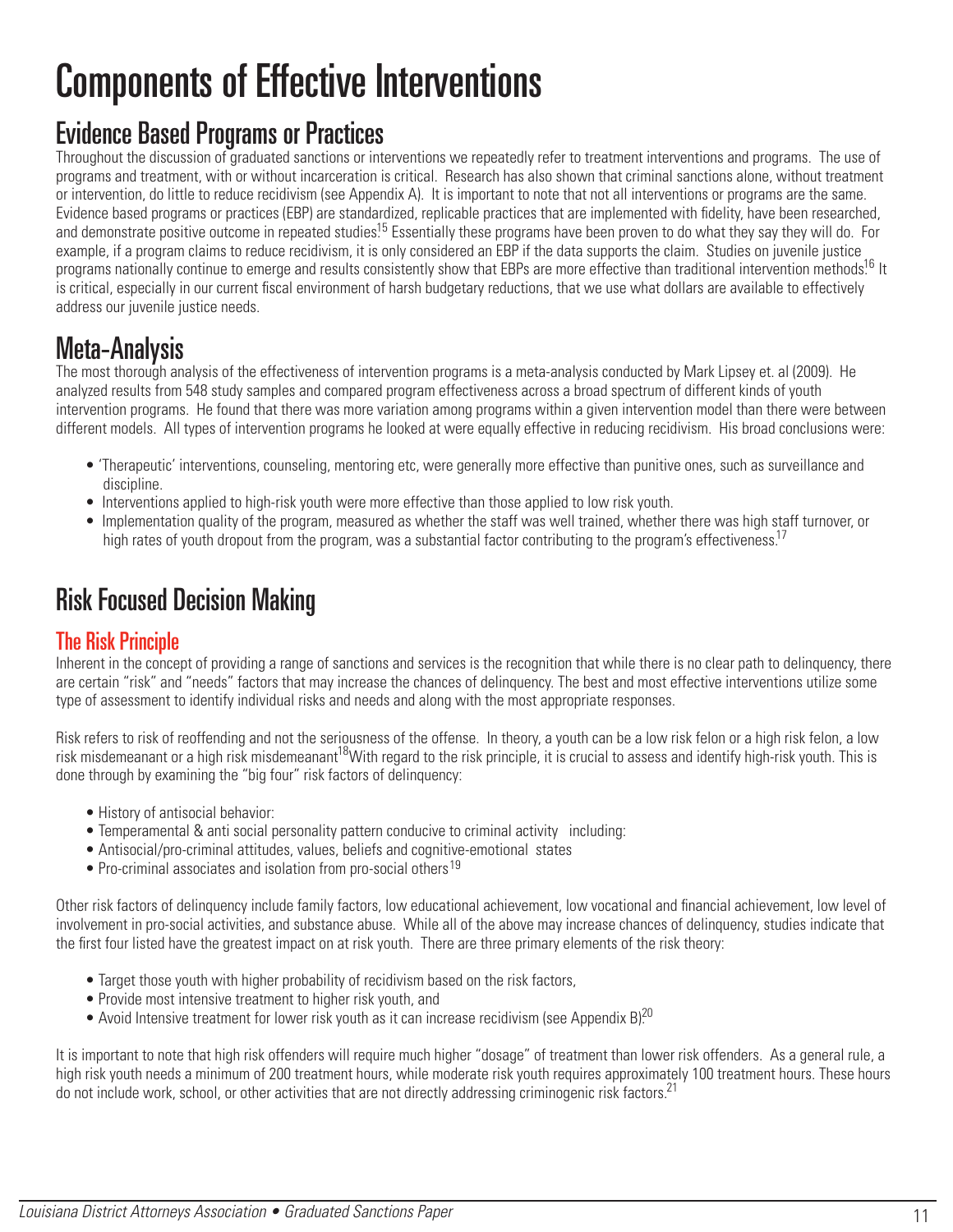# Components of Effective Interventions

## Evidence Based Programs or Practices

Throughout the discussion of graduated sanctions or interventions we repeatedly refer to treatment interventions and programs. The use of programs and treatment, with or without incarceration is critical. Research has also shown that criminal sanctions alone, without treatment or intervention, do little to reduce recidivism (see Appendix A). It is important to note that not all interventions or programs are the same. Evidence based programs or practices (EBP) are standardized, replicable practices that are implemented with fidelity, have been researched, and demonstrate positive outcome in repeated studies.[15] Essentially these programs have been proven to do what they say they will do. For example, if a program claims to reduce recidivism, it is only considered an EBP if the data supports the claim. Studies on juvenile justice programs nationally continue to emerge and results consistently show that EBPs are more effective than traditional intervention methods.[16] It is critical, especially in our current fiscal environment of harsh budgetary reductions, that we use what dollars are available to effectively address our juvenile justice needs.

## Meta-Analysis

The most thorough analysis of the effectiveness of intervention programs is a meta-analysis conducted by Mark Lipsey et. al (2009). He analyzed results from 548 study samples and compared program effectiveness across a broad spectrum of different kinds of youth intervention programs. He found that there was more variation among programs within a given intervention model than there were between different models. All types of intervention programs he looked at were equally effective in reducing recidivism. His broad conclusions were:

- 'Therapeutic' interventions, counseling, mentoring etc, were generally more effective than punitive ones, such as surveillance and discipline.
- Interventions applied to high-risk youth were more effective than those applied to low risk youth.
- Implementation quality of the program, measured as whether the staff was well trained, whether there was high staff turnover, or high rates of youth dropout from the program, was a substantial factor contributing to the program's effectiveness.[17]

## Risk Focused Decision Making

### The Risk Principle

Inherent in the concept of providing a range of sanctions and services is the recognition that while there is no clear path to delinquency, there are certain "risk" and "needs" factors that may increase the chances of delinquency. The best and most effective interventions utilize some type of assessment to identify individual risks and needs and along with the most appropriate responses.

Risk refers to risk of reoffending and not the seriousness of the offense. In theory, a youth can be a low risk felon or a high risk felon, a low risk misdemeanant or a high risk misdemeanant[18]With regard to the risk principle, it is crucial to assess and identify high-risk youth. This is done through by examining the "big four" risk factors of delinquency:

- History of antisocial behavior:
- Temperamental & anti social personality pattern conducive to criminal activity including:
- Antisocial/pro-criminal attitudes, values, beliefs and cognitive-emotional states
- Pro-criminal associates and isolation from pro-social others[19]

Other risk factors of delinquency include family factors, low educational achievement, low vocational and financial achievement, low level of involvement in pro-social activities, and substance abuse. While all of the above may increase chances of delinquency, studies indicate that the first four listed have the greatest impact on at risk youth. There are three primary elements of the risk theory:

- Target those youth with higher probability of recidivism based on the risk factors,
- Provide most intensive treatment to higher risk youth, and
- Avoid Intensive treatment for lower risk youth as it can increase recidivism (see Appendix B).[20]

It is important to note that high risk offenders will require much higher "dosage" of treatment than lower risk offenders. As a general rule, a high risk youth needs a minimum of 200 treatment hours, while moderate risk youth requires approximately 100 treatment hours. These hours do not include work, school, or other activities that are not directly addressing criminogenic risk factors.[21]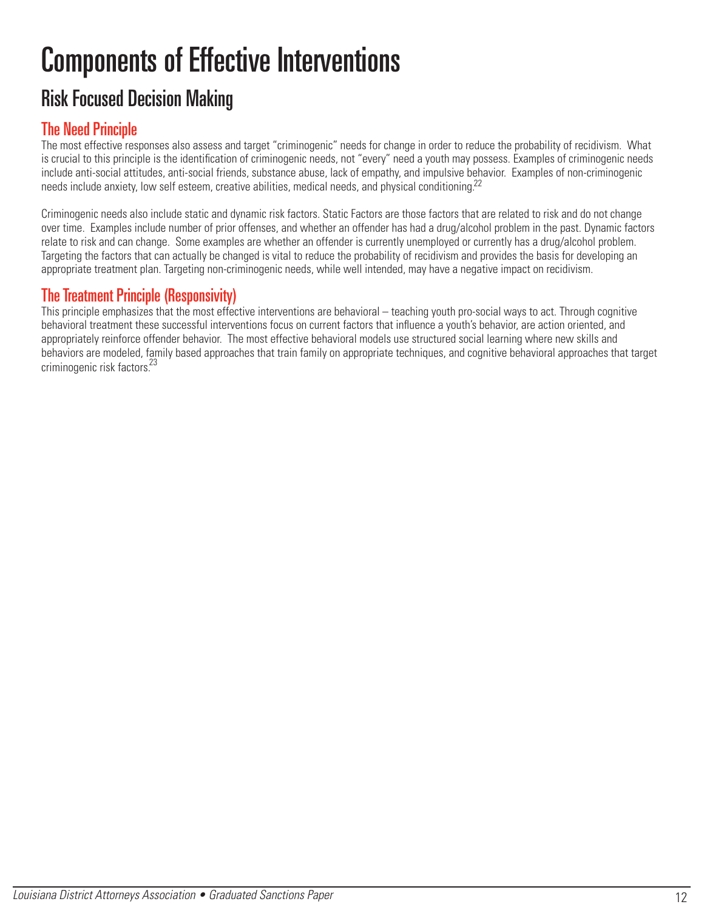# Components of Effective Interventions

## Risk Focused Decision Making

### The Need Principle

The most effective responses also assess and target "criminogenic" needs for change in order to reduce the probability of recidivism. What is crucial to this principle is the identification of criminogenic needs, not "every" need a youth may possess. Examples of criminogenic needs include anti-social attitudes, anti-social friends, substance abuse, lack of empathy, and impulsive behavior. Examples of non-criminogenic needs include anxiety, low self esteem, creative abilities, medical needs, and physical conditioning.[22]

Criminogenic needs also include static and dynamic risk factors. Static Factors are those factors that are related to risk and do not change over time. Examples include number of prior offenses, and whether an offender has had a drug/alcohol problem in the past. Dynamic factors relate to risk and can change. Some examples are whether an offender is currently unemployed or currently has a drug/alcohol problem. Targeting the factors that can actually be changed is vital to reduce the probability of recidivism and provides the basis for developing an appropriate treatment plan. Targeting non-criminogenic needs, while well intended, may have a negative impact on recidivism.

### The Treatment Principle (Responsivity)

This principle emphasizes that the most effective interventions are behavioral – teaching youth pro-social ways to act. Through cognitive behavioral treatment these successful interventions focus on current factors that influence a youth's behavior, are action oriented, and appropriately reinforce offender behavior. The most effective behavioral models use structured social learning where new skills and behaviors are modeled, family based approaches that train family on appropriate techniques, and cognitive behavioral approaches that target criminogenic risk factors.[23]